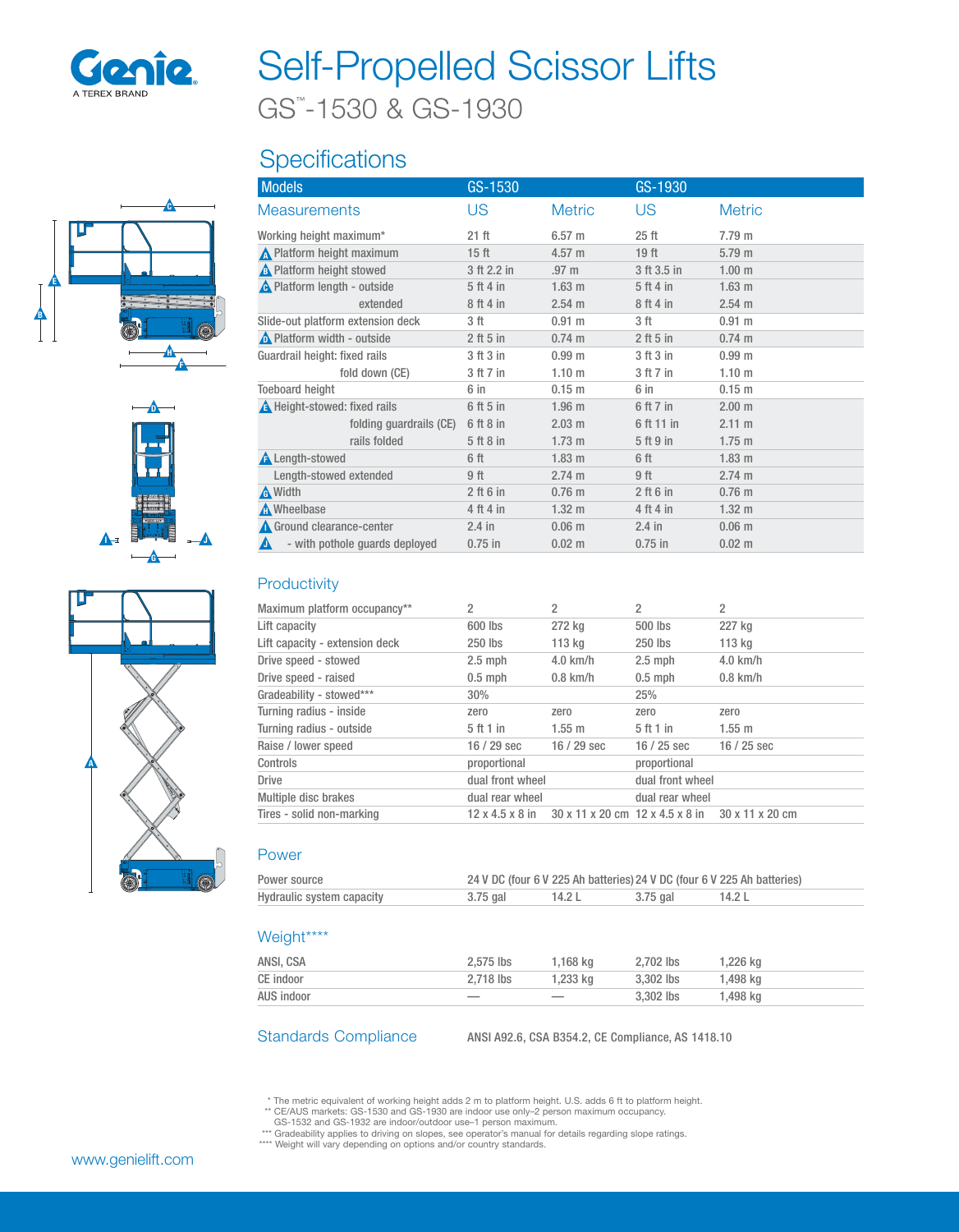# Self-Propelled Scissor Lifts

GS™-1530 & GS-1930

## Specifications

| Models | GS-1530 | | GS-1930 | |
|---|---|---|---|---|
| **Measurements** | **US** | **Metric** | **US** | **Metric** |
| Working height maximum* | 21 ft | 6.57 m | 25 ft | 7.79 m |
| A Platform height maximum | 15 ft | 4.57 m | 19 ft | 5.79 m |
| B Platform height stowed | 3 ft 2.2 in | .97 m | 3 ft 3.5 in | 1.00 m |
| C Platform length - outside | 5 ft 4 in | 1.63 m | 5 ft 4 in | 1.63 m |
| extended | 8 ft 4 in | 2.54 m | 8 ft 4 in | 2.54 m |
| Slide-out platform extension deck | 3 ft | 0.91 m | 3 ft | 0.91 m |
| D Platform width - outside | 2 ft 5 in | 0.74 m | 2 ft 5 in | 0.74 m |
| Guardrail height: fixed rails | 3 ft 3 in | 0.99 m | 3 ft 3 in | 0.99 m |
| fold down (CE) | 3 ft 7 in | 1.10 m | 3 ft 7 in | 1.10 m |
| Toeboard height | 6 in | 0.15 m | 6 in | 0.15 m |
| E Height-stowed: fixed rails | 6 ft 5 in | 1.96 m | 6 ft 7 in | 2.00 m |
| folding guardrails (CE) | 6 ft 8 in | 2.03 m | 6 ft 11 in | 2.11 m |
| rails folded | 5 ft 8 in | 1.73 m | 5 ft 9 in | 1.75 m |
| F Length-stowed | 6 ft | 1.83 m | 6 ft | 1.83 m |
| Length-stowed extended | 9 ft | 2.74 m | 9 ft | 2.74 m |
| G Width | 2 ft 6 in | 0.76 m | 2 ft 6 in | 0.76 m |
| H Wheelbase | 4 ft 4 in | 1.32 m | 4 ft 4 in | 1.32 m |
| I Ground clearance-center | 2.4 in | 0.06 m | 2.4 in | 0.06 m |
| J - with pothole guards deployed | 0.75 in | 0.02 m | 0.75 in | 0.02 m |

### Productivity

| | | | | |
|---|---|---|---|---|
| Maximum platform occupancy** | 2 | 2 | 2 | 2 |
| Lift capacity | 600 lbs | 272 kg | 500 lbs | 227 kg |
| Lift capacity - extension deck | 250 lbs | 113 kg | 250 lbs | 113 kg |
| Drive speed - stowed | 2.5 mph | 4.0 km/h | 2.5 mph | 4.0 km/h |
| Drive speed - raised | 0.5 mph | 0.8 km/h | 0.5 mph | 0.8 km/h |
| Gradeability - stowed*** | 30% | | 25% | |
| Turning radius - inside | zero | zero | zero | zero |
| Turning radius - outside | 5 ft 1 in | 1.55 m | 5 ft 1 in | 1.55 m |
| Raise / lower speed | 16 / 29 sec | 16 / 29 sec | 16 / 25 sec | 16 / 25 sec |
| Controls | proportional | | proportional | |
| Drive | dual front wheel | | dual front wheel | |
| Multiple disc brakes | dual rear wheel | | dual rear wheel | |
| Tires - solid non-marking | 12 x 4.5 x 8 in | 30 x 11 x 20 cm | 12 x 4.5 x 8 in | 30 x 11 x 20 cm |

### Power

| | | | | |
|---|---|---|---|---|
| Power source | 24 V DC (four 6 V 225 Ah batteries) | | 24 V DC (four 6 V 225 Ah batteries) | |
| Hydraulic system capacity | 3.75 gal | 14.2 L | 3.75 gal | 14.2 L |

### Weight****

| | | | | |
|---|---|---|---|---|
| ANSI, CSA | 2,575 lbs | 1,168 kg | 2,702 lbs | 1,226 kg |
| CE indoor | 2,718 lbs | 1,233 kg | 3,302 lbs | 1,498 kg |
| AUS indoor | — | — | 3,302 lbs | 1,498 kg |

### Standards Compliance

ANSI A92.6, CSA B354.2, CE Compliance, AS 1418.10

\* The metric equivalent of working height adds 2 m to platform height. U.S. adds 6 ft to platform height.
** CE/AUS markets: GS-1530 and GS-1930 are indoor use only–2 person maximum occupancy.
GS-1532 and GS-1932 are indoor/outdoor use–1 person maximum.
*** Gradeability applies to driving on slopes, see operator's manual for details regarding slope ratings.
**** Weight will vary depending on options and/or country standards.

www.genielift.com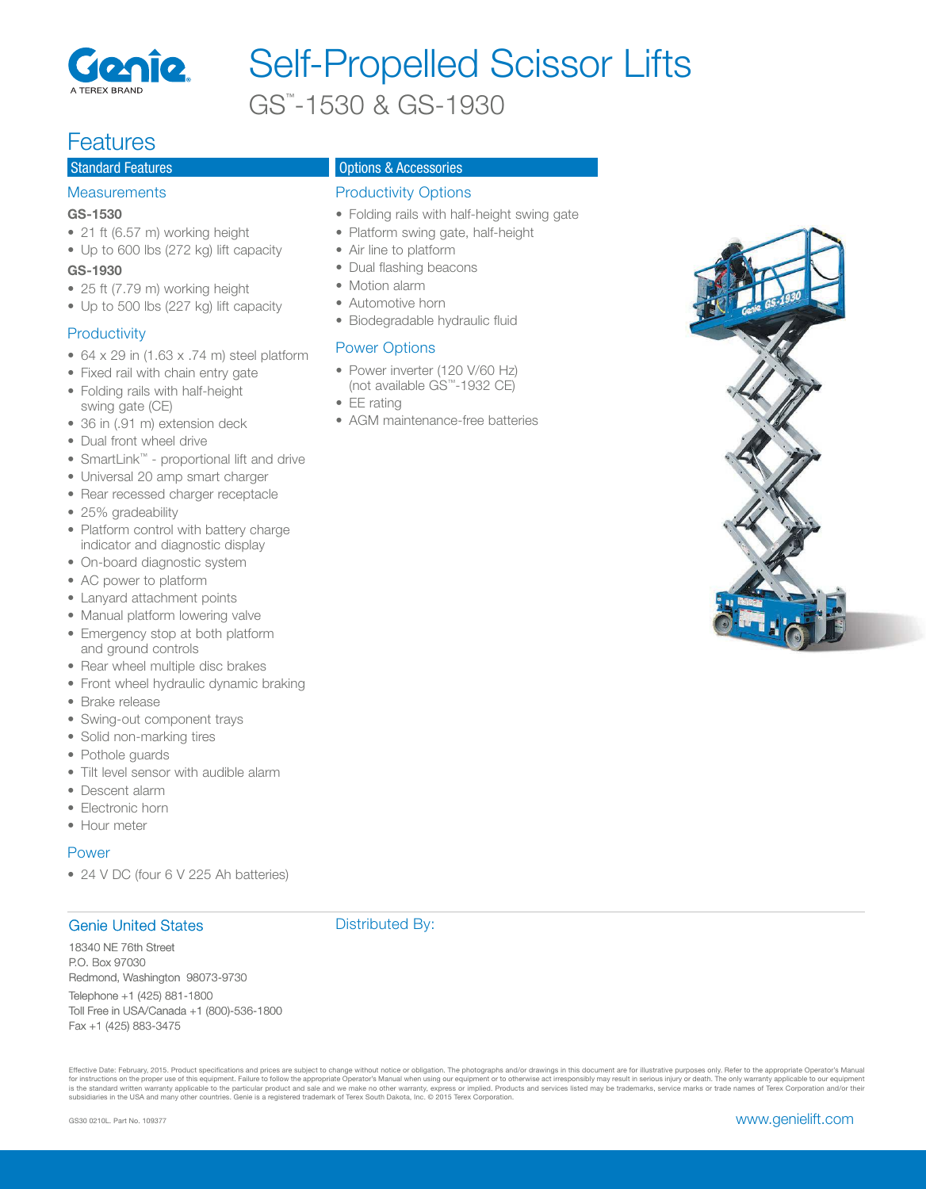# Self-Propelled Scissor Lifts

## GS™-1530 & GS-1930

## Features

### Standard Features

#### Measurements

**GS-1530**

- 21 ft (6.57 m) working height
- Up to 600 lbs (272 kg) lift capacity

**GS-1930**

- 25 ft (7.79 m) working height
- Up to 500 lbs (227 kg) lift capacity

#### Productivity

- 64 x 29 in (1.63 x .74 m) steel platform
- Fixed rail with chain entry gate
- Folding rails with half-height swing gate (CE)
- 36 in (.91 m) extension deck
- Dual front wheel drive
- SmartLink™ - proportional lift and drive
- Universal 20 amp smart charger
- Rear recessed charger receptacle
- 25% gradeability
- Platform control with battery charge indicator and diagnostic display
- On-board diagnostic system
- AC power to platform
- Lanyard attachment points
- Manual platform lowering valve
- Emergency stop at both platform and ground controls
- Rear wheel multiple disc brakes
- Front wheel hydraulic dynamic braking
- Brake release
- Swing-out component trays
- Solid non-marking tires
- Pothole guards
- Tilt level sensor with audible alarm
- Descent alarm
- Electronic horn
- Hour meter

#### Power

- 24 V DC (four 6 V 225 Ah batteries)

### Options & Accessories

#### Productivity Options

- Folding rails with half-height swing gate
- Platform swing gate, half-height
- Air line to platform
- Dual flashing beacons
- Motion alarm
- Automotive horn
- Biodegradable hydraulic fluid

#### Power Options

- Power inverter (120 V/60 Hz) (not available GS™-1932 CE)
- EE rating
- AGM maintenance-free batteries

### Genie United States

18340 NE 76th Street
P.O. Box 97030
Redmond, Washington 98073-9730

Telephone +1 (425) 881-1800
Toll Free in USA/Canada +1 (800)-536-1800
Fax +1 (425) 883-3475

Distributed By:

Effective Date: February, 2015. Product specifications and prices are subject to change without notice or obligation. The photographs and/or drawings in this document are for illustrative purposes only. Refer to the appropriate Operator's Manual for instructions on the proper use of this equipment. Failure to follow the appropriate Operator's Manual when using our equipment or to otherwise act irresponsibly may result in serious injury or death. The only warranty applicable to our equipment is the standard written warranty applicable to the particular product and sale and we make no other warranty, express or implied. Products and services listed may be trademarks, service marks or trade names of Terex Corporation and/or their subsidiaries in the USA and many other countries. Genie is a registered trademark of Terex South Dakota, Inc. © 2015 Terex Corporation.

GS30 0210L. Part No. 109377

www.genielift.com